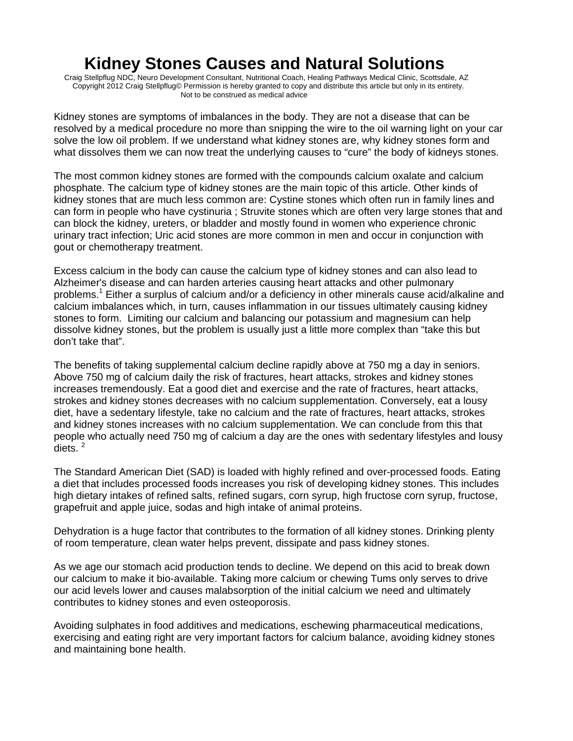# Kidney Stones Causes and Natural Solutions

Craig Stellpflug NDC, Neuro Development Consultant, Nutritional Coach, Healing Pathways Medical Clinic, Scottsdale, AZ
Copyright 2012 Craig Stellpflug© Permission is hereby granted to copy and distribute this article but only in its entirety.
Not to be construed as medical advice

Kidney stones are symptoms of imbalances in the body. They are not a disease that can be resolved by a medical procedure no more than snipping the wire to the oil warning light on your car solve the low oil problem. If we understand what kidney stones are, why kidney stones form and what dissolves them we can now treat the underlying causes to "cure" the body of kidneys stones.

The most common kidney stones are formed with the compounds calcium oxalate and calcium phosphate. The calcium type of kidney stones are the main topic of this article. Other kinds of kidney stones that are much less common are: Cystine stones which often run in family lines and can form in people who have cystinuria ; Struvite stones which are often very large stones that and can block the kidney, ureters, or bladder and mostly found in women who experience chronic urinary tract infection; Uric acid stones are more common in men and occur in conjunction with gout or chemotherapy treatment.

Excess calcium in the body can cause the calcium type of kidney stones and can also lead to Alzheimer's disease and can harden arteries causing heart attacks and other pulmonary problems.[1] Either a surplus of calcium and/or a deficiency in other minerals cause acid/alkaline and calcium imbalances which, in turn, causes inflammation in our tissues ultimately causing kidney stones to form. Limiting our calcium and balancing our potassium and magnesium can help dissolve kidney stones, but the problem is usually just a little more complex than "take this but don't take that".

The benefits of taking supplemental calcium decline rapidly above at 750 mg a day in seniors. Above 750 mg of calcium daily the risk of fractures, heart attacks, strokes and kidney stones increases tremendously. Eat a good diet and exercise and the rate of fractures, heart attacks, strokes and kidney stones decreases with no calcium supplementation. Conversely, eat a lousy diet, have a sedentary lifestyle, take no calcium and the rate of fractures, heart attacks, strokes and kidney stones increases with no calcium supplementation. We can conclude from this that people who actually need 750 mg of calcium a day are the ones with sedentary lifestyles and lousy diets. [2]

The Standard American Diet (SAD) is loaded with highly refined and over-processed foods. Eating a diet that includes processed foods increases you risk of developing kidney stones. This includes high dietary intakes of refined salts, refined sugars, corn syrup, high fructose corn syrup, fructose, grapefruit and apple juice, sodas and high intake of animal proteins.

Dehydration is a huge factor that contributes to the formation of all kidney stones. Drinking plenty of room temperature, clean water helps prevent, dissipate and pass kidney stones.

As we age our stomach acid production tends to decline. We depend on this acid to break down our calcium to make it bio-available. Taking more calcium or chewing Tums only serves to drive our acid levels lower and causes malabsorption of the initial calcium we need and ultimately contributes to kidney stones and even osteoporosis.

Avoiding sulphates in food additives and medications, eschewing pharmaceutical medications, exercising and eating right are very important factors for calcium balance, avoiding kidney stones and maintaining bone health.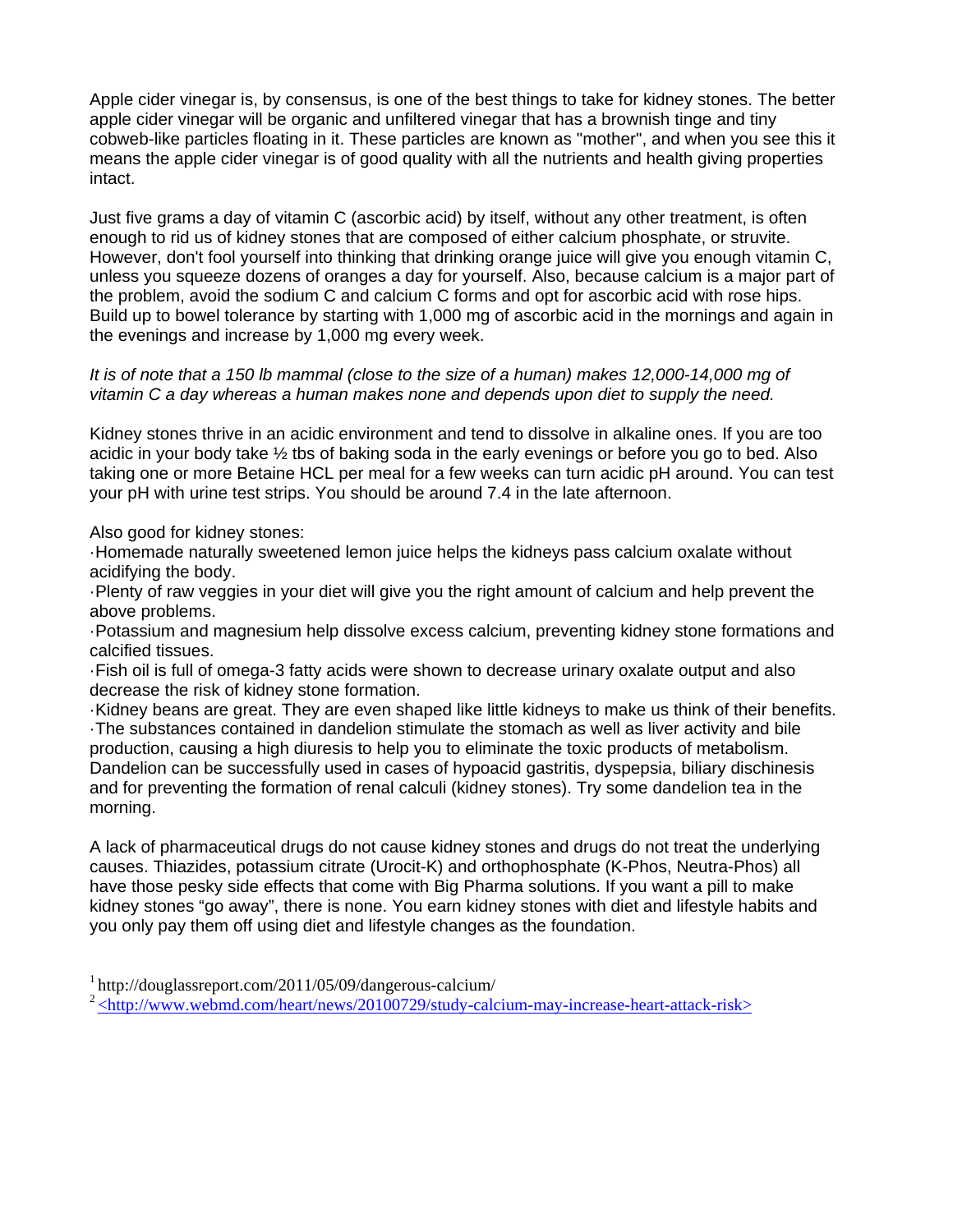Apple cider vinegar is, by consensus, is one of the best things to take for kidney stones. The better apple cider vinegar will be organic and unfiltered vinegar that has a brownish tinge and tiny cobweb-like particles floating in it. These particles are known as "mother", and when you see this it means the apple cider vinegar is of good quality with all the nutrients and health giving properties intact.

Just five grams a day of vitamin C (ascorbic acid) by itself, without any other treatment, is often enough to rid us of kidney stones that are composed of either calcium phosphate, or struvite. However, don't fool yourself into thinking that drinking orange juice will give you enough vitamin C, unless you squeeze dozens of oranges a day for yourself. Also, because calcium is a major part of the problem, avoid the sodium C and calcium C forms and opt for ascorbic acid with rose hips. Build up to bowel tolerance by starting with 1,000 mg of ascorbic acid in the mornings and again in the evenings and increase by 1,000 mg every week.

*It is of note that a 150 lb mammal (close to the size of a human) makes 12,000-14,000 mg of vitamin C a day whereas a human makes none and depends upon diet to supply the need.*

Kidney stones thrive in an acidic environment and tend to dissolve in alkaline ones. If you are too acidic in your body take ½ tbs of baking soda in the early evenings or before you go to bed. Also taking one or more Betaine HCL per meal for a few weeks can turn acidic pH around. You can test your pH with urine test strips. You should be around 7.4 in the late afternoon.

Also good for kidney stones:

- Homemade naturally sweetened lemon juice helps the kidneys pass calcium oxalate without acidifying the body.
- Plenty of raw veggies in your diet will give you the right amount of calcium and help prevent the above problems.
- Potassium and magnesium help dissolve excess calcium, preventing kidney stone formations and calcified tissues.
- Fish oil is full of omega-3 fatty acids were shown to decrease urinary oxalate output and also decrease the risk of kidney stone formation.
- Kidney beans are great. They are even shaped like little kidneys to make us think of their benefits.
- The substances contained in dandelion stimulate the stomach as well as liver activity and bile production, causing a high diuresis to help you to eliminate the toxic products of metabolism. Dandelion can be successfully used in cases of hypoacid gastritis, dyspepsia, biliary dischinesis and for preventing the formation of renal calculi (kidney stones). Try some dandelion tea in the morning.

A lack of pharmaceutical drugs do not cause kidney stones and drugs do not treat the underlying causes. Thiazides, potassium citrate (Urocit-K) and orthophosphate (K-Phos, Neutra-Phos) all have those pesky side effects that come with Big Pharma solutions. If you want a pill to make kidney stones "go away", there is none. You earn kidney stones with diet and lifestyle habits and you only pay them off using diet and lifestyle changes as the foundation.

[1] http://douglassreport.com/2011/05/09/dangerous-calcium/

[2] <http://www.webmd.com/heart/news/20100729/study-calcium-may-increase-heart-attack-risk>